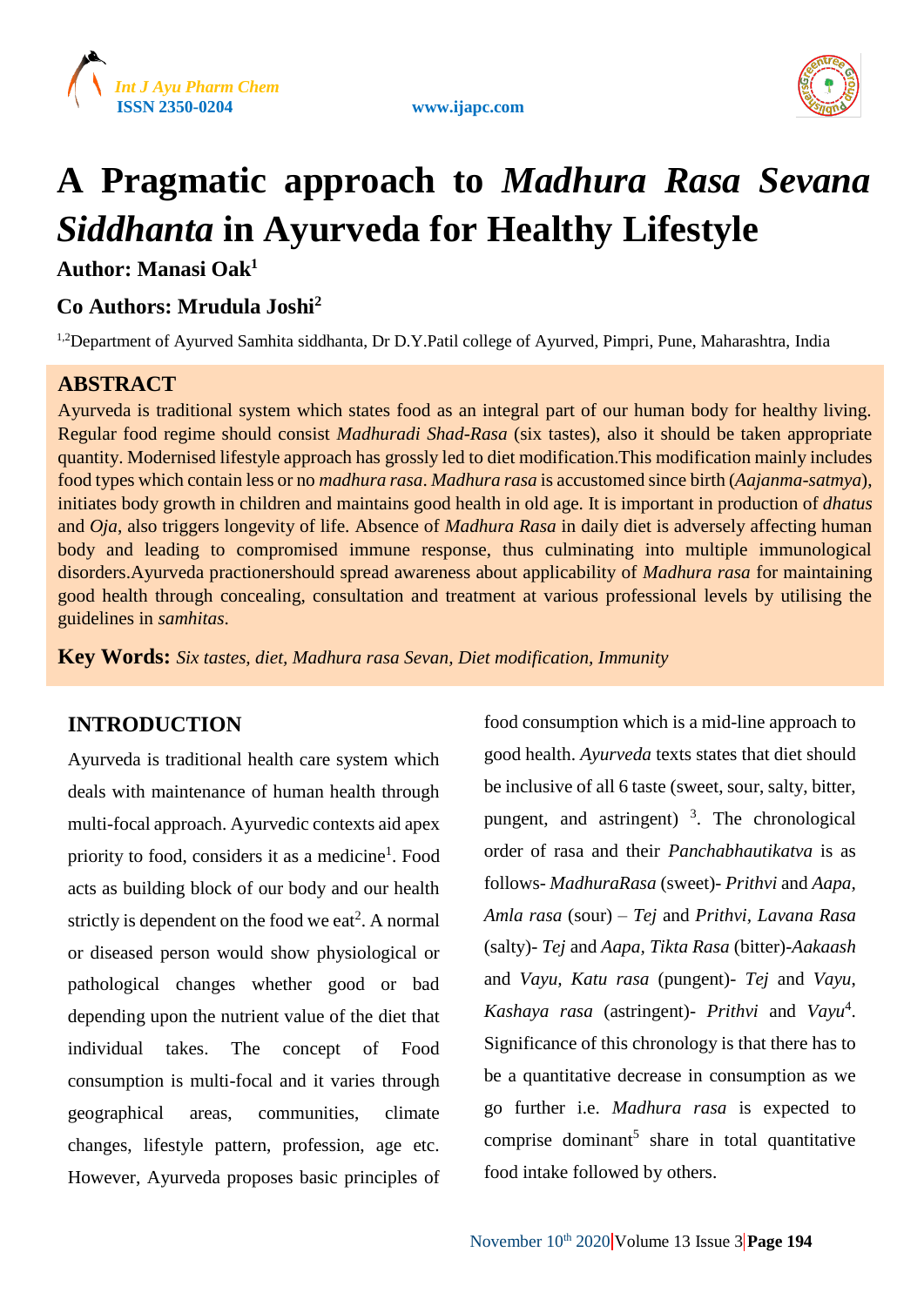# A Pragmatic approach to *Madhura Rasa Sevana Siddhanta* in Ayurveda for Healthy Lifestyle

**Author: Manasi Oak[1]**

**Co Authors: Mrudula Joshi[2]**

[1,2]Department of Ayurved Samhita siddhanta, Dr D.Y.Patil college of Ayurved, Pimpri, Pune, Maharashtra, India

## ABSTRACT

Ayurveda is traditional system which states food as an integral part of our human body for healthy living. Regular food regime should consist *Madhuradi Shad-Rasa* (six tastes), also it should be taken appropriate quantity. Modernised lifestyle approach has grossly led to diet modification.This modification mainly includes food types which contain less or no *madhura rasa*. *Madhura rasa* is accustomed since birth (*Aajanma-satmya*), initiates body growth in children and maintains good health in old age. It is important in production of *dhatus* and *Oja*, also triggers longevity of life. Absence of *Madhura Rasa* in daily diet is adversely affecting human body and leading to compromised immune response, thus culminating into multiple immunological disorders.Ayurveda practionershould spread awareness about applicability of *Madhura rasa* for maintaining good health through concealing, consultation and treatment at various professional levels by utilising the guidelines in *samhitas*.

**Key Words:** *Six tastes, diet, Madhura rasa Sevan, Diet modification, Immunity*

## INTRODUCTION

Ayurveda is traditional health care system which deals with maintenance of human health through multi-focal approach. Ayurvedic contexts aid apex priority to food, considers it as a medicine[1]. Food acts as building block of our body and our health strictly is dependent on the food we eat[2]. A normal or diseased person would show physiological or pathological changes whether good or bad depending upon the nutrient value of the diet that individual takes. The concept of Food consumption is multi-focal and it varies through geographical areas, communities, climate changes, lifestyle pattern, profession, age etc. However, Ayurveda proposes basic principles of food consumption which is a mid-line approach to good health. *Ayurveda* texts states that diet should be inclusive of all 6 taste (sweet, sour, salty, bitter, pungent, and astringent) [3]. The chronological order of rasa and their *Panchabhautikatva* is as follows- *MadhuraRasa* (sweet)- *Prithvi* and *Aapa*, *Amla rasa* (sour) – *Tej* and *Prithvi*, *Lavana Rasa* (salty)- *Tej* and *Aapa*, *Tikta Rasa* (bitter)-*Aakaash* and *Vayu*, *Katu rasa* (pungent)- *Tej* and *Vayu*, *Kashaya rasa* (astringent)- *Prithvi* and *Vayu*[4]. Significance of this chronology is that there has to be a quantitative decrease in consumption as we go further i.e. *Madhura rasa* is expected to comprise dominant[5] share in total quantitative food intake followed by others.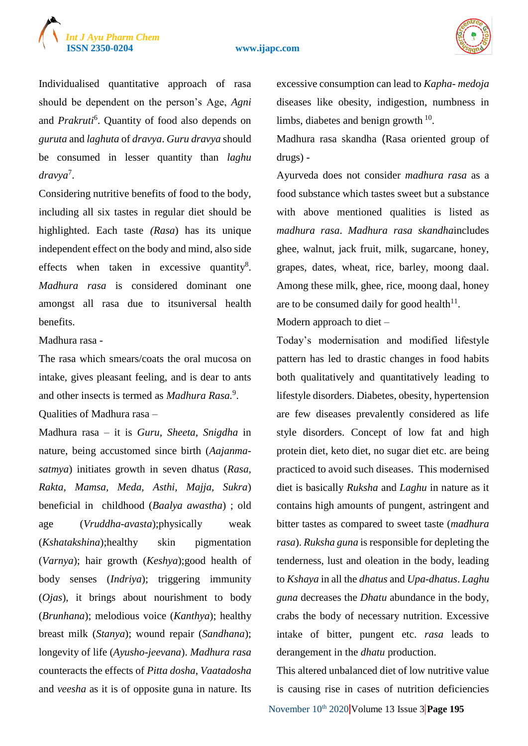Individualised quantitative approach of rasa should be dependent on the person's Age, *Agni* and *Prakruti*[6]. Quantity of food also depends on *guruta* and *laghuta* of *dravya*. *Guru dravya* should be consumed in lesser quantity than *laghu dravya*[7].

Considering nutritive benefits of food to the body, including all six tastes in regular diet should be highlighted. Each taste *(Rasa)* has its unique independent effect on the body and mind, also side effects when taken in excessive quantity[8]. *Madhura rasa* is considered dominant one amongst all rasa due to itsuniversal health benefits.

Madhura rasa -

The rasa which smears/coats the oral mucosa on intake, gives pleasant feeling, and is dear to ants and other insects is termed as *Madhura Rasa.*[9].

Qualities of Madhura rasa –

Madhura rasa – it is *Guru*, *Sheeta*, *Snigdha* in nature, being accustomed since birth (*Aajanma-satmya*) initiates growth in seven dhatus (*Rasa, Rakta, Mamsa, Meda, Asthi, Majja, Sukra*) beneficial in childhood (*Baalya awastha*) ; old age (*Vruddha-avasta*);physically weak (*Kshatakshina*);healthy skin pigmentation (*Varnya*); hair growth (*Keshya*);good health of body senses (*Indriya*); triggering immunity (*Ojas*), it brings about nourishment to body (*Brunhana*); melodious voice (*Kanthya*); healthy breast milk (*Stanya*); wound repair (*Sandhana*); longevity of life (*Ayusho-jeevana*). *Madhura rasa* counteracts the effects of *Pitta dosha*, *Vaatadosha* and *veesha* as it is of opposite guna in nature. Its excessive consumption can lead to *Kapha- medoja* diseases like obesity, indigestion, numbness in limbs, diabetes and benign growth [10].

Madhura rasa skandha (Rasa oriented group of drugs) -

Ayurveda does not consider *madhura rasa* as a food substance which tastes sweet but a substance with above mentioned qualities is listed as *madhura rasa*. *Madhura rasa skandha*includes ghee, walnut, jack fruit, milk, sugarcane, honey, grapes, dates, wheat, rice, barley, moong daal. Among these milk, ghee, rice, moong daal, honey are to be consumed daily for good health[11].

Modern approach to diet –

Today's modernisation and modified lifestyle pattern has led to drastic changes in food habits both qualitatively and quantitatively leading to lifestyle disorders. Diabetes, obesity, hypertension are few diseases prevalently considered as life style disorders. Concept of low fat and high protein diet, keto diet, no sugar diet etc. are being practiced to avoid such diseases. This modernised diet is basically *Ruksha* and *Laghu* in nature as it contains high amounts of pungent, astringent and bitter tastes as compared to sweet taste (*madhura rasa*). *Ruksha guna* is responsible for depleting the tenderness, lust and oleation in the body, leading to *Kshaya* in all the *dhatus* and *Upa-dhatus*. *Laghu guna* decreases the *Dhatu* abundance in the body, crabs the body of necessary nutrition. Excessive intake of bitter, pungent etc. *rasa* leads to derangement in the *dhatu* production.

This altered unbalanced diet of low nutritive value is causing rise in cases of nutrition deficiencies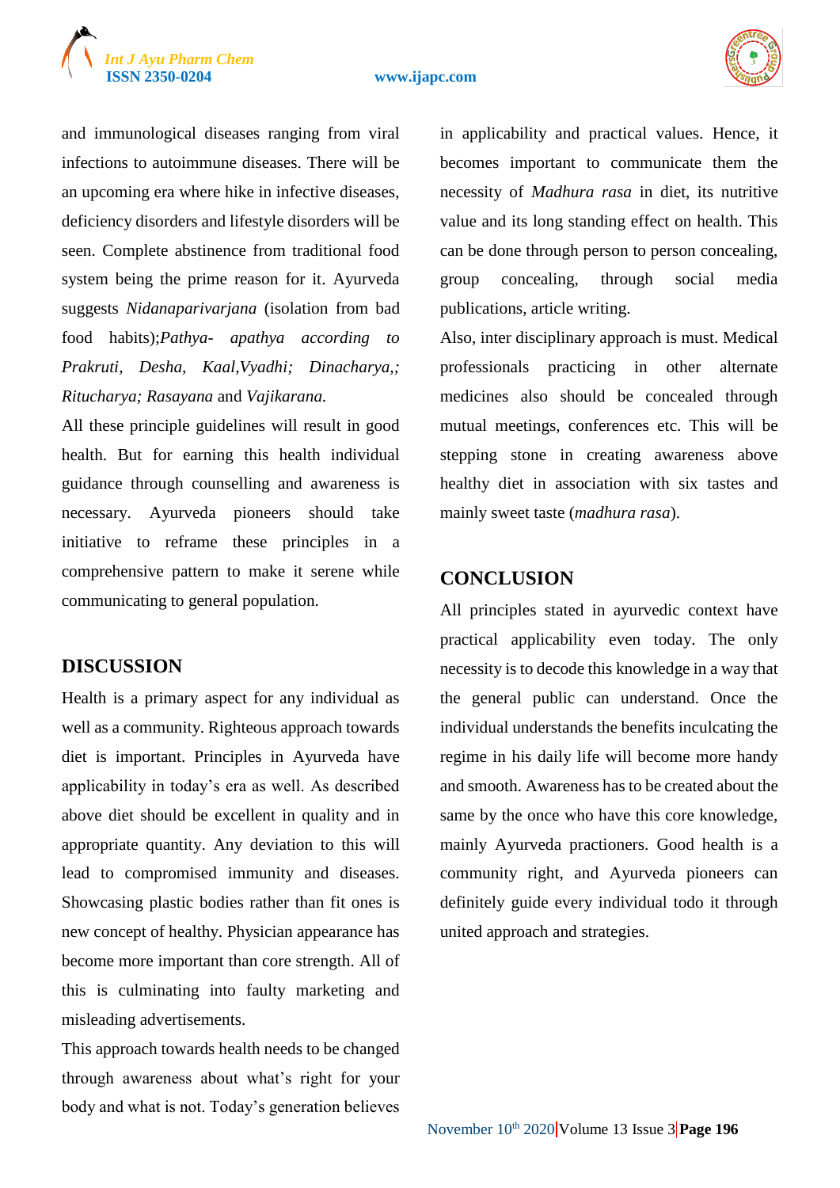and immunological diseases ranging from viral infections to autoimmune diseases. There will be an upcoming era where hike in infective diseases, deficiency disorders and lifestyle disorders will be seen. Complete abstinence from traditional food system being the prime reason for it. Ayurveda suggests *Nidanaparivarjana* (isolation from bad food habits);*Pathya- apathya according to Prakruti, Desha, Kaal,Vyadhi; Dinacharya,; Ritucharya; Rasayana* and *Vajikarana.*

All these principle guidelines will result in good health. But for earning this health individual guidance through counselling and awareness is necessary. Ayurveda pioneers should take initiative to reframe these principles in a comprehensive pattern to make it serene while communicating to general population.

## DISCUSSION

Health is a primary aspect for any individual as well as a community. Righteous approach towards diet is important. Principles in Ayurveda have applicability in today's era as well. As described above diet should be excellent in quality and in appropriate quantity. Any deviation to this will lead to compromised immunity and diseases. Showcasing plastic bodies rather than fit ones is new concept of healthy. Physician appearance has become more important than core strength. All of this is culminating into faulty marketing and misleading advertisements.

This approach towards health needs to be changed through awareness about what's right for your body and what is not. Today's generation believes in applicability and practical values. Hence, it becomes important to communicate them the necessity of *Madhura rasa* in diet, its nutritive value and its long standing effect on health. This can be done through person to person concealing, group concealing, through social media publications, article writing.

Also, inter disciplinary approach is must. Medical professionals practicing in other alternate medicines also should be concealed through mutual meetings, conferences etc. This will be stepping stone in creating awareness above healthy diet in association with six tastes and mainly sweet taste (*madhura rasa*).

## CONCLUSION

All principles stated in ayurvedic context have practical applicability even today. The only necessity is to decode this knowledge in a way that the general public can understand. Once the individual understands the benefits inculcating the regime in his daily life will become more handy and smooth. Awareness has to be created about the same by the once who have this core knowledge, mainly Ayurveda practioners. Good health is a community right, and Ayurveda pioneers can definitely guide every individual todo it through united approach and strategies.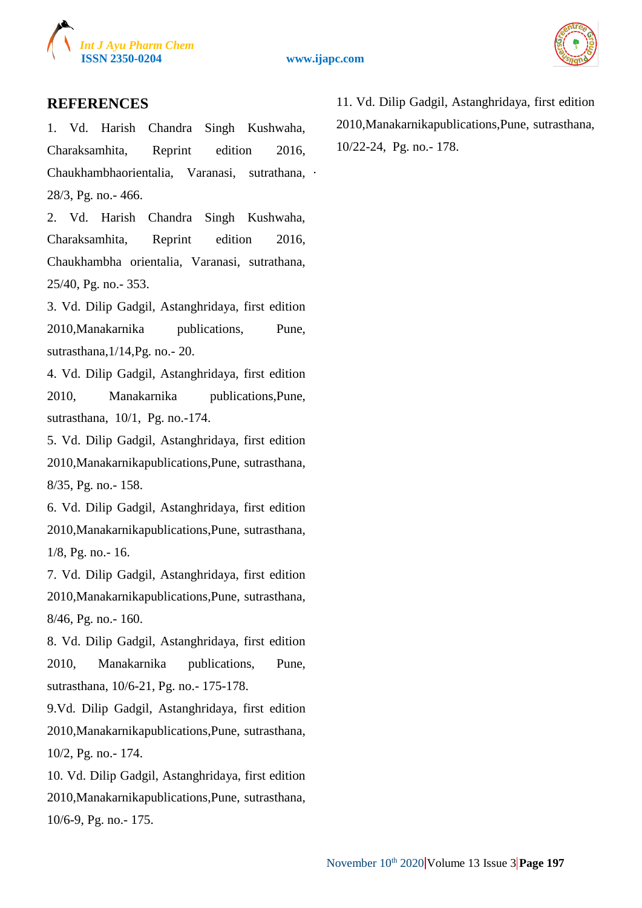## REFERENCES

1. Vd. Harish Chandra Singh Kushwaha, Charaksamhita, Reprint edition 2016, Chaukhambhaorientalia, Varanasi, sutrathana, 28/3, Pg. no.- 466.
2. Vd. Harish Chandra Singh Kushwaha, Charaksamhita, Reprint edition 2016, Chaukhambha orientalia, Varanasi, sutrathana, 25/40, Pg. no.- 353.
3. Vd. Dilip Gadgil, Astanghridaya, first edition 2010,Manakarnika publications, Pune, sutrasthana,1/14,Pg. no.- 20.
4. Vd. Dilip Gadgil, Astanghridaya, first edition 2010, Manakarnika publications,Pune, sutrasthana, 10/1, Pg. no.-174.
5. Vd. Dilip Gadgil, Astanghridaya, first edition 2010,Manakarnikapublications,Pune, sutrasthana, 8/35, Pg. no.- 158.
6. Vd. Dilip Gadgil, Astanghridaya, first edition 2010,Manakarnikapublications,Pune, sutrasthana, 1/8, Pg. no.- 16.
7. Vd. Dilip Gadgil, Astanghridaya, first edition 2010,Manakarnikapublications,Pune, sutrasthana, 8/46, Pg. no.- 160.
8. Vd. Dilip Gadgil, Astanghridaya, first edition 2010, Manakarnika publications, Pune, sutrasthana, 10/6-21, Pg. no.- 175-178.
9. Vd. Dilip Gadgil, Astanghridaya, first edition 2010,Manakarnikapublications,Pune, sutrasthana, 10/2, Pg. no.- 174.
10. Vd. Dilip Gadgil, Astanghridaya, first edition 2010,Manakarnikapublications,Pune, sutrasthana, 10/6-9, Pg. no.- 175.
11. Vd. Dilip Gadgil, Astanghridaya, first edition 2010,Manakarnikapublications,Pune, sutrasthana, 10/22-24, Pg. no.- 178.